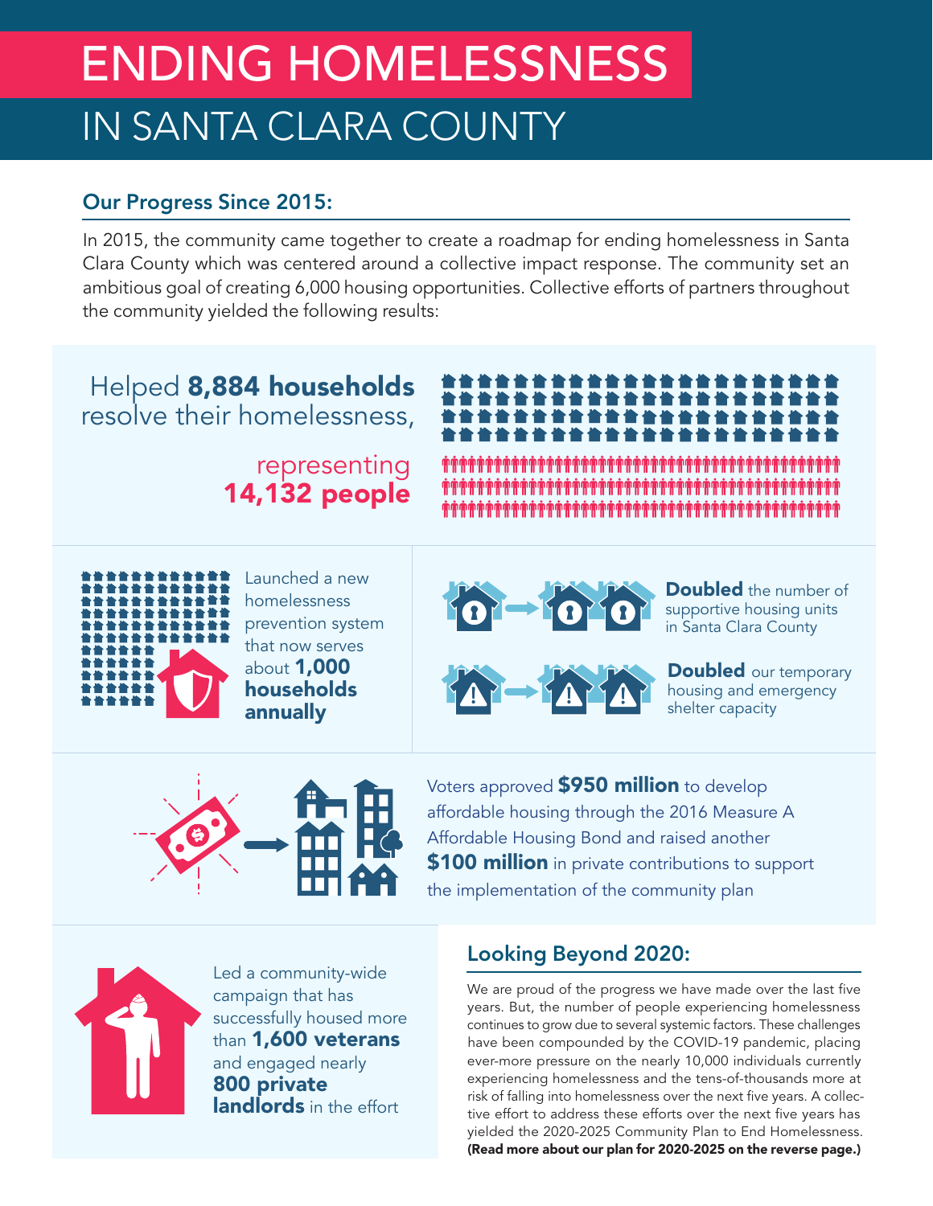# ENDING HOMELESSNESS
## IN SANTA CLARA COUNTY

### Our Progress Since 2015:

In 2015, the community came together to create a roadmap for ending homelessness in Santa Clara County which was centered around a collective impact response. The community set an ambitious goal of creating 6,000 housing opportunities. Collective efforts of partners throughout the community yielded the following results:

Helped **8,884 households** resolve their homelessness, representing **14,132 people**

Launched a new homelessness prevention system that now serves about **1,000 households annually**

**Doubled** the number of supportive housing units in Santa Clara County

**Doubled** our temporary housing and emergency shelter capacity

Voters approved **$950 million** to develop affordable housing through the 2016 Measure A Affordable Housing Bond and raised another **$100 million** in private contributions to support the implementation of the community plan

Led a community-wide campaign that has successfully housed more than **1,600 veterans** and engaged nearly **800 private landlords** in the effort

### Looking Beyond 2020:

We are proud of the progress we have made over the last five years. But, the number of people experiencing homelessness continues to grow due to several systemic factors. These challenges have been compounded by the COVID-19 pandemic, placing ever-more pressure on the nearly 10,000 individuals currently experiencing homelessness and the tens-of-thousands more at risk of falling into homelessness over the next five years. A collective effort to address these efforts over the next five years has yielded the 2020-2025 Community Plan to End Homelessness. **(Read more about our plan for 2020-2025 on the reverse page.)**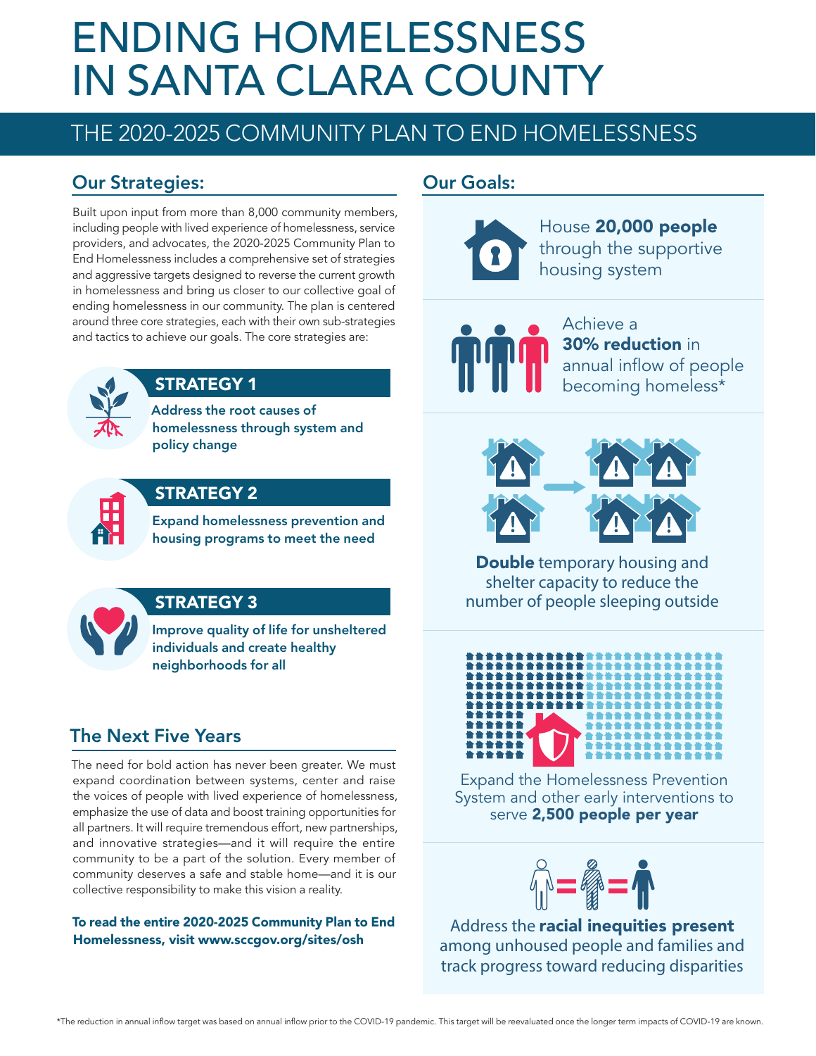# ENDING HOMELESSNESS IN SANTA CLARA COUNTY

## THE 2020-2025 COMMUNITY PLAN TO END HOMELESSNESS

### Our Strategies:

Built upon input from more than 8,000 community members, including people with lived experience of homelessness, service providers, and advocates, the 2020-2025 Community Plan to End Homelessness includes a comprehensive set of strategies and aggressive targets designed to reverse the current growth in homelessness and bring us closer to our collective goal of ending homelessness in our community. The plan is centered around three core strategies, each with their own sub-strategies and tactics to achieve our goals. The core strategies are:

**STRATEGY 1**

**Address the root causes of homelessness through system and policy change**

**STRATEGY 2**

**Expand homelessness prevention and housing programs to meet the need**

**STRATEGY 3**

**Improve quality of life for unsheltered individuals and create healthy neighborhoods for all**

### The Next Five Years

The need for bold action has never been greater. We must expand coordination between systems, center and raise the voices of people with lived experience of homelessness, emphasize the use of data and boost training opportunities for all partners. It will require tremendous effort, new partnerships, and innovative strategies—and it will require the entire community to be a part of the solution. Every member of community deserves a safe and stable home—and it is our collective responsibility to make this vision a reality.

**To read the entire 2020-2025 Community Plan to End Homelessness, visit www.sccgov.org/sites/osh**

### Our Goals:

House **20,000 people** through the supportive housing system

Achieve a **30% reduction** in annual inflow of people becoming homeless*

**Double** temporary housing and shelter capacity to reduce the number of people sleeping outside

Expand the Homelessness Prevention System and other early interventions to serve **2,500 people per year**

Address the **racial inequities present** among unhoused people and families and track progress toward reducing disparities

*The reduction in annual inflow target was based on annual inflow prior to the COVID-19 pandemic. This target will be reevaluated once the longer term impacts of COVID-19 are known.